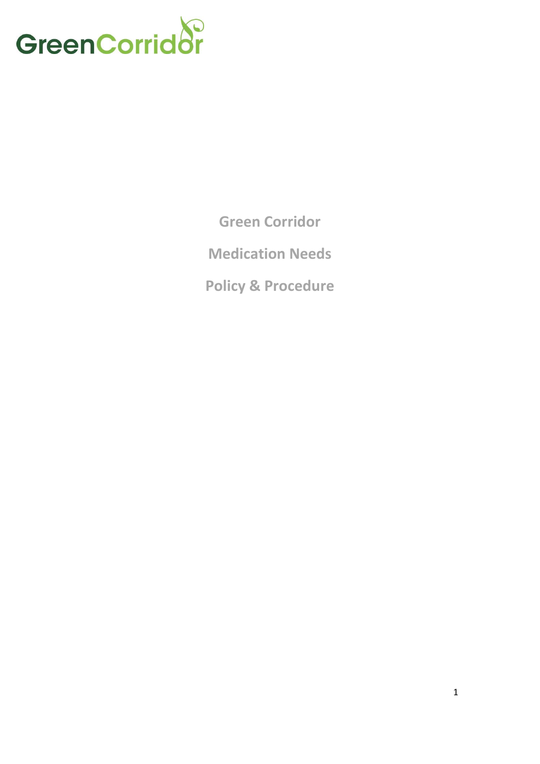GreenCorridor

# Green Corridor

# Medication Needs

# Policy & Procedure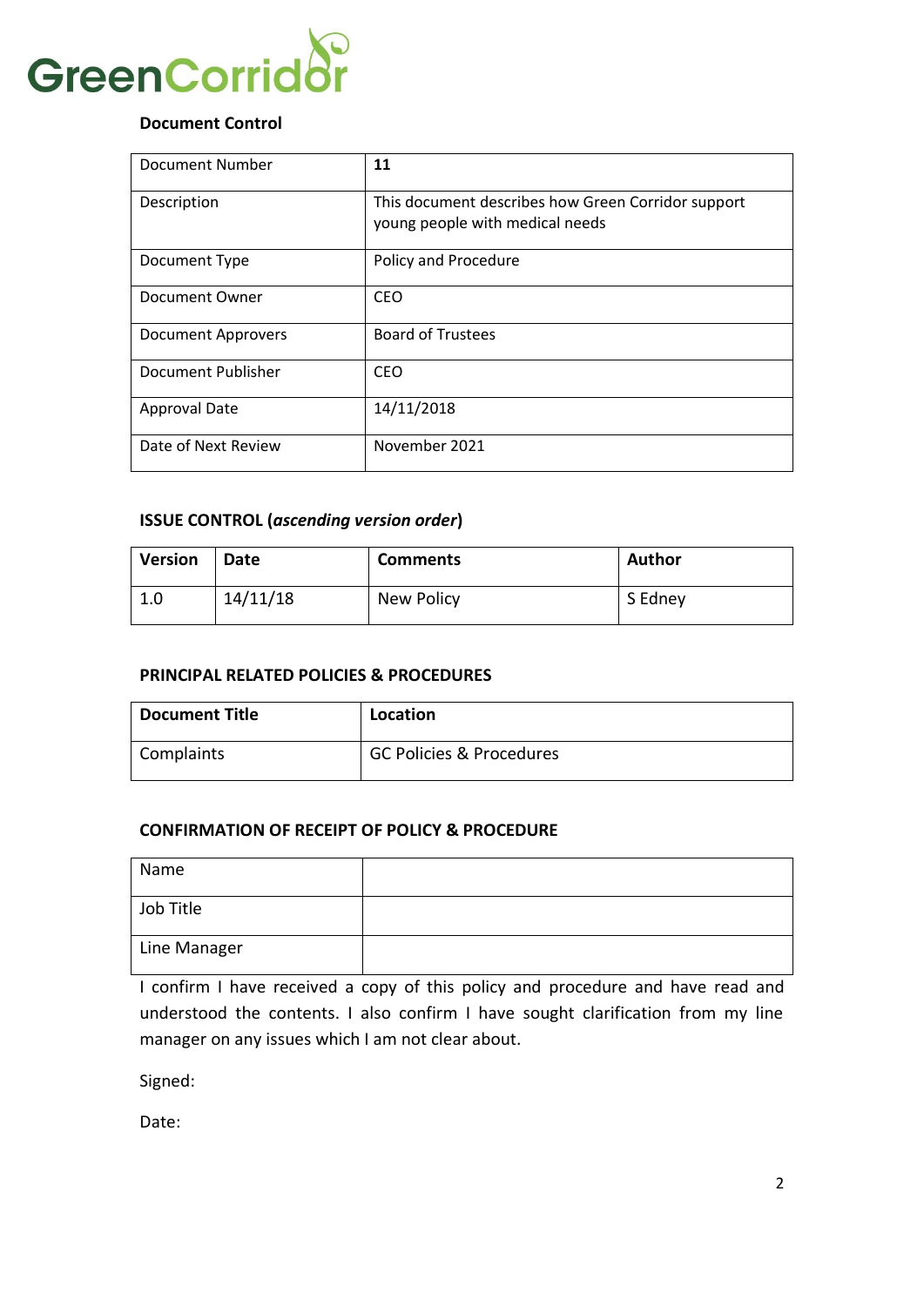GreenCorridor

**Document Control**

| Document Number | **11** |
|---|---|
| Description | This document describes how Green Corridor support young people with medical needs |
| Document Type | Policy and Procedure |
| Document Owner | CEO |
| Document Approvers | Board of Trustees |
| Document Publisher | CEO |
| Approval Date | 14/11/2018 |
| Date of Next Review | November 2021 |

**ISSUE CONTROL (*ascending version order*)**

| Version | Date | Comments | Author |
|---|---|---|---|
| 1.0 | 14/11/18 | New Policy | S Edney |

**PRINCIPAL RELATED POLICIES & PROCEDURES**

| Document Title | Location |
|---|---|
| Complaints | GC Policies & Procedures |

**CONFIRMATION OF RECEIPT OF POLICY & PROCEDURE**

| Name | |
|---|---|
| Job Title | |
| Line Manager | |

I confirm I have received a copy of this policy and procedure and have read and understood the contents. I also confirm I have sought clarification from my line manager on any issues which I am not clear about.

Signed:

Date: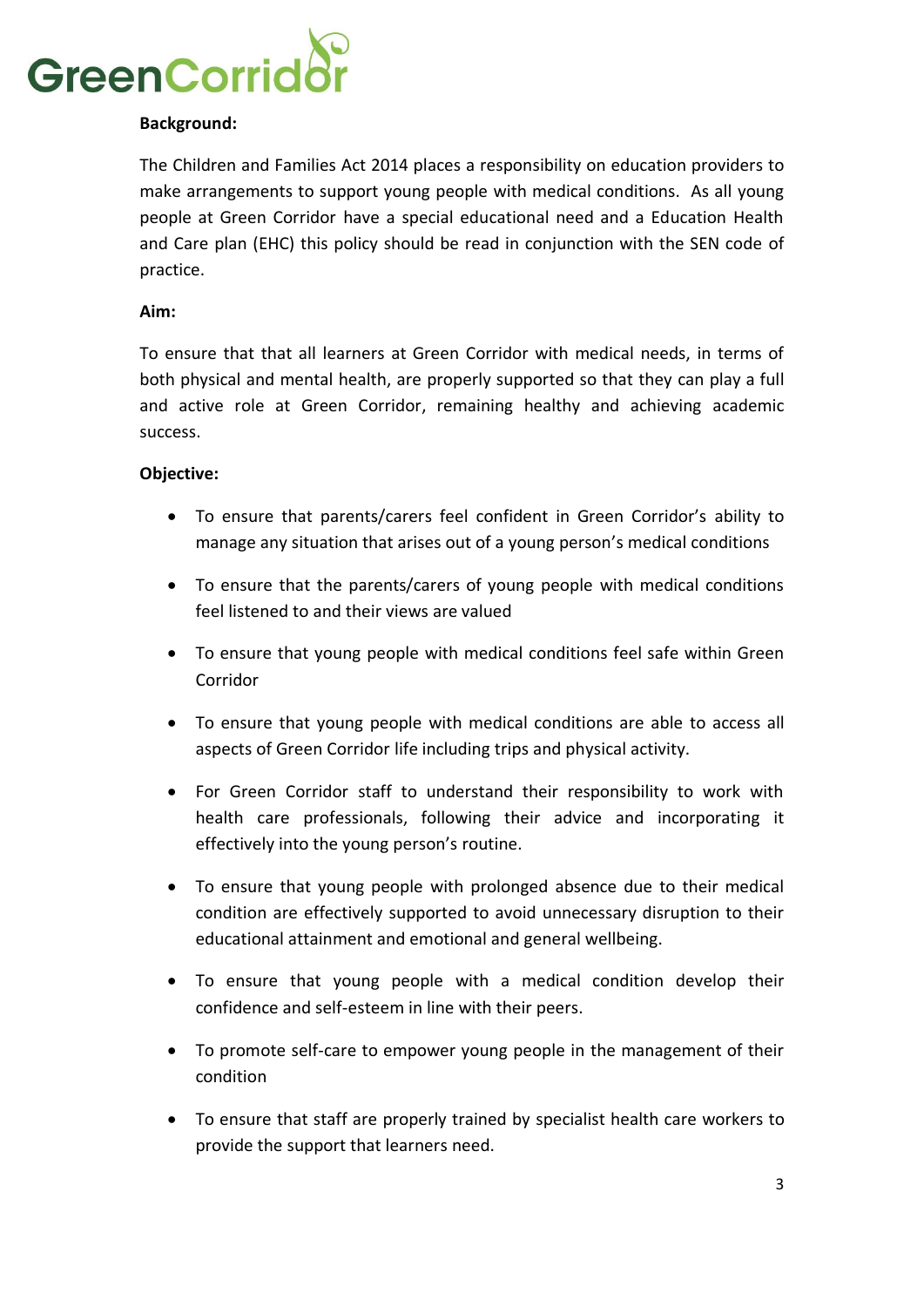**Background:**

The Children and Families Act 2014 places a responsibility on education providers to make arrangements to support young people with medical conditions. As all young people at Green Corridor have a special educational need and a Education Health and Care plan (EHC) this policy should be read in conjunction with the SEN code of practice.

**Aim:**

To ensure that that all learners at Green Corridor with medical needs, in terms of both physical and mental health, are properly supported so that they can play a full and active role at Green Corridor, remaining healthy and achieving academic success.

**Objective:**

- To ensure that parents/carers feel confident in Green Corridor's ability to manage any situation that arises out of a young person's medical conditions
- To ensure that the parents/carers of young people with medical conditions feel listened to and their views are valued
- To ensure that young people with medical conditions feel safe within Green Corridor
- To ensure that young people with medical conditions are able to access all aspects of Green Corridor life including trips and physical activity.
- For Green Corridor staff to understand their responsibility to work with health care professionals, following their advice and incorporating it effectively into the young person's routine.
- To ensure that young people with prolonged absence due to their medical condition are effectively supported to avoid unnecessary disruption to their educational attainment and emotional and general wellbeing.
- To ensure that young people with a medical condition develop their confidence and self-esteem in line with their peers.
- To promote self-care to empower young people in the management of their condition
- To ensure that staff are properly trained by specialist health care workers to provide the support that learners need.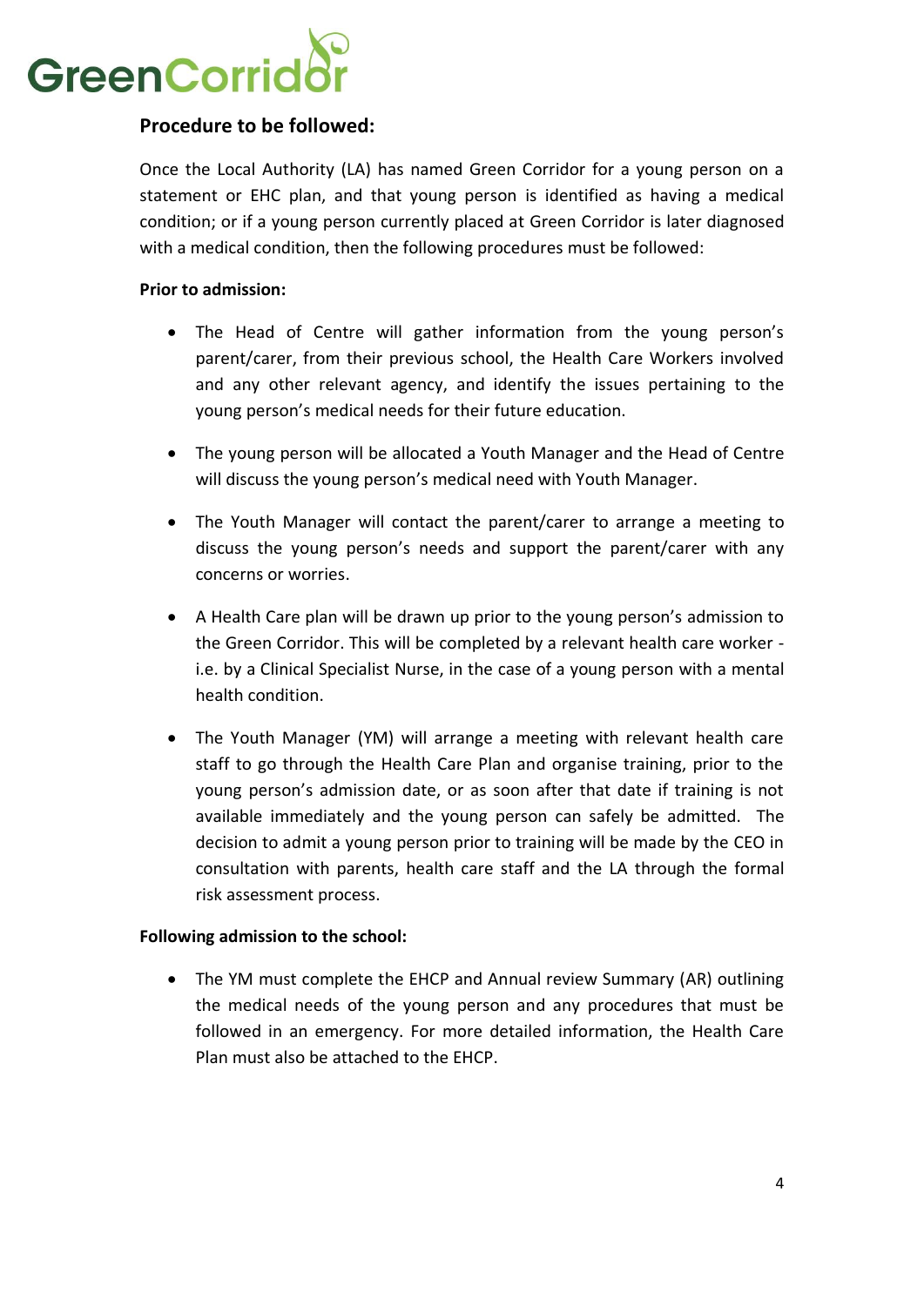## Procedure to be followed:

Once the Local Authority (LA) has named Green Corridor for a young person on a statement or EHC plan, and that young person is identified as having a medical condition; or if a young person currently placed at Green Corridor is later diagnosed with a medical condition, then the following procedures must be followed:

**Prior to admission:**

- The Head of Centre will gather information from the young person's parent/carer, from their previous school, the Health Care Workers involved and any other relevant agency, and identify the issues pertaining to the young person's medical needs for their future education.
- The young person will be allocated a Youth Manager and the Head of Centre will discuss the young person's medical need with Youth Manager.
- The Youth Manager will contact the parent/carer to arrange a meeting to discuss the young person's needs and support the parent/carer with any concerns or worries.
- A Health Care plan will be drawn up prior to the young person's admission to the Green Corridor. This will be completed by a relevant health care worker - i.e. by a Clinical Specialist Nurse, in the case of a young person with a mental health condition.
- The Youth Manager (YM) will arrange a meeting with relevant health care staff to go through the Health Care Plan and organise training, prior to the young person's admission date, or as soon after that date if training is not available immediately and the young person can safely be admitted. The decision to admit a young person prior to training will be made by the CEO in consultation with parents, health care staff and the LA through the formal risk assessment process.

**Following admission to the school:**

- The YM must complete the EHCP and Annual review Summary (AR) outlining the medical needs of the young person and any procedures that must be followed in an emergency. For more detailed information, the Health Care Plan must also be attached to the EHCP.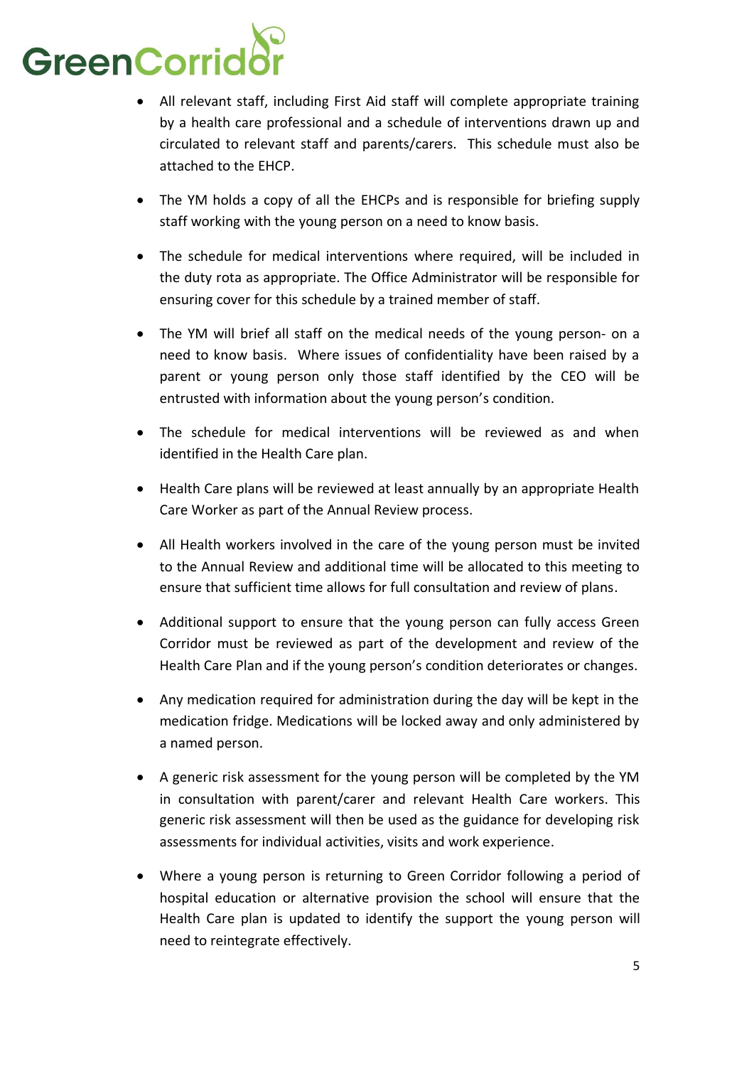- All relevant staff, including First Aid staff will complete appropriate training by a health care professional and a schedule of interventions drawn up and circulated to relevant staff and parents/carers. This schedule must also be attached to the EHCP.

- The YM holds a copy of all the EHCPs and is responsible for briefing supply staff working with the young person on a need to know basis.

- The schedule for medical interventions where required, will be included in the duty rota as appropriate. The Office Administrator will be responsible for ensuring cover for this schedule by a trained member of staff.

- The YM will brief all staff on the medical needs of the young person- on a need to know basis. Where issues of confidentiality have been raised by a parent or young person only those staff identified by the CEO will be entrusted with information about the young person's condition.

- The schedule for medical interventions will be reviewed as and when identified in the Health Care plan.

- Health Care plans will be reviewed at least annually by an appropriate Health Care Worker as part of the Annual Review process.

- All Health workers involved in the care of the young person must be invited to the Annual Review and additional time will be allocated to this meeting to ensure that sufficient time allows for full consultation and review of plans.

- Additional support to ensure that the young person can fully access Green Corridor must be reviewed as part of the development and review of the Health Care Plan and if the young person's condition deteriorates or changes.

- Any medication required for administration during the day will be kept in the medication fridge. Medications will be locked away and only administered by a named person.

- A generic risk assessment for the young person will be completed by the YM in consultation with parent/carer and relevant Health Care workers. This generic risk assessment will then be used as the guidance for developing risk assessments for individual activities, visits and work experience.

- Where a young person is returning to Green Corridor following a period of hospital education or alternative provision the school will ensure that the Health Care plan is updated to identify the support the young person will need to reintegrate effectively.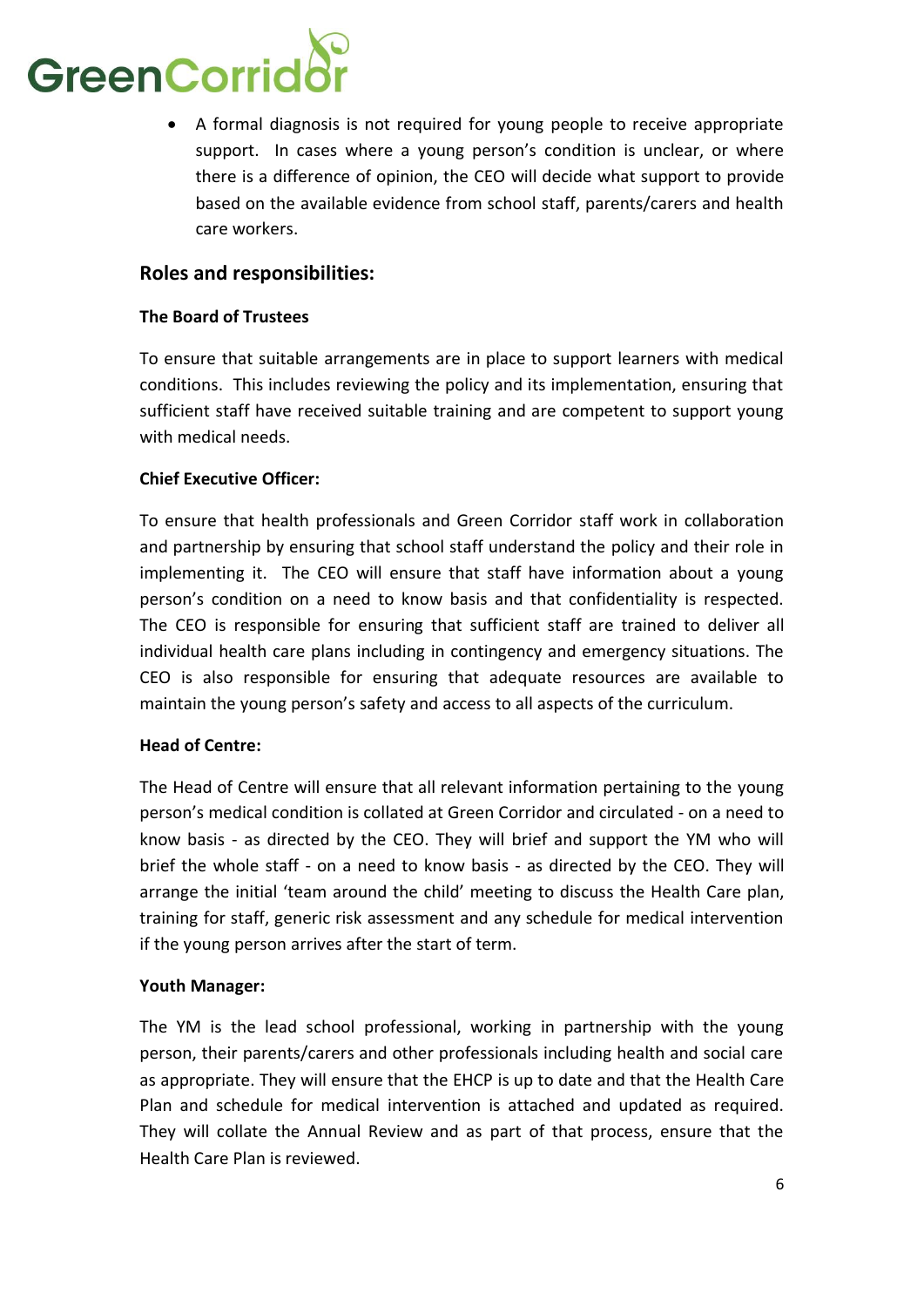- A formal diagnosis is not required for young people to receive appropriate support. In cases where a young person's condition is unclear, or where there is a difference of opinion, the CEO will decide what support to provide based on the available evidence from school staff, parents/carers and health care workers.

## Roles and responsibilities:

**The Board of Trustees**

To ensure that suitable arrangements are in place to support learners with medical conditions. This includes reviewing the policy and its implementation, ensuring that sufficient staff have received suitable training and are competent to support young with medical needs.

**Chief Executive Officer:**

To ensure that health professionals and Green Corridor staff work in collaboration and partnership by ensuring that school staff understand the policy and their role in implementing it. The CEO will ensure that staff have information about a young person's condition on a need to know basis and that confidentiality is respected. The CEO is responsible for ensuring that sufficient staff are trained to deliver all individual health care plans including in contingency and emergency situations. The CEO is also responsible for ensuring that adequate resources are available to maintain the young person's safety and access to all aspects of the curriculum.

**Head of Centre:**

The Head of Centre will ensure that all relevant information pertaining to the young person's medical condition is collated at Green Corridor and circulated - on a need to know basis - as directed by the CEO. They will brief and support the YM who will brief the whole staff - on a need to know basis - as directed by the CEO. They will arrange the initial 'team around the child' meeting to discuss the Health Care plan, training for staff, generic risk assessment and any schedule for medical intervention if the young person arrives after the start of term.

**Youth Manager:**

The YM is the lead school professional, working in partnership with the young person, their parents/carers and other professionals including health and social care as appropriate. They will ensure that the EHCP is up to date and that the Health Care Plan and schedule for medical intervention is attached and updated as required. They will collate the Annual Review and as part of that process, ensure that the Health Care Plan is reviewed.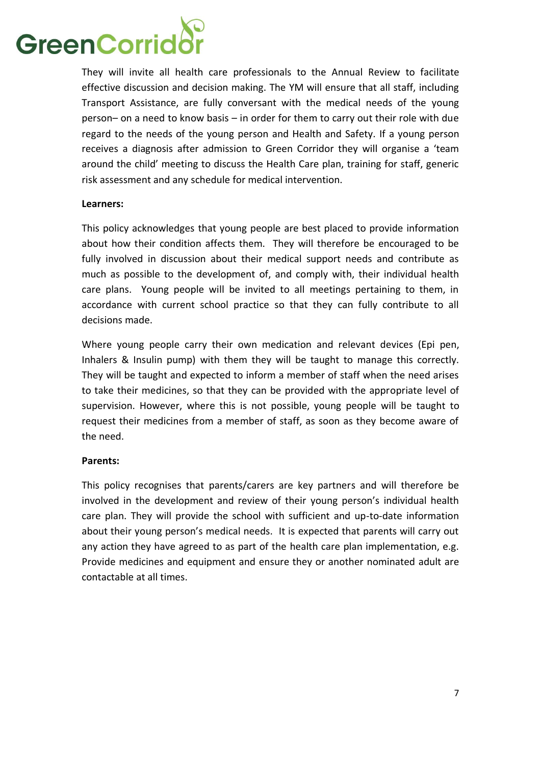They will invite all health care professionals to the Annual Review to facilitate effective discussion and decision making. The YM will ensure that all staff, including Transport Assistance, are fully conversant with the medical needs of the young person– on a need to know basis – in order for them to carry out their role with due regard to the needs of the young person and Health and Safety. If a young person receives a diagnosis after admission to Green Corridor they will organise a 'team around the child' meeting to discuss the Health Care plan, training for staff, generic risk assessment and any schedule for medical intervention.

**Learners:**

This policy acknowledges that young people are best placed to provide information about how their condition affects them. They will therefore be encouraged to be fully involved in discussion about their medical support needs and contribute as much as possible to the development of, and comply with, their individual health care plans. Young people will be invited to all meetings pertaining to them, in accordance with current school practice so that they can fully contribute to all decisions made.

Where young people carry their own medication and relevant devices (Epi pen, Inhalers & Insulin pump) with them they will be taught to manage this correctly. They will be taught and expected to inform a member of staff when the need arises to take their medicines, so that they can be provided with the appropriate level of supervision. However, where this is not possible, young people will be taught to request their medicines from a member of staff, as soon as they become aware of the need.

**Parents:**

This policy recognises that parents/carers are key partners and will therefore be involved in the development and review of their young person's individual health care plan. They will provide the school with sufficient and up-to-date information about their young person's medical needs. It is expected that parents will carry out any action they have agreed to as part of the health care plan implementation, e.g. Provide medicines and equipment and ensure they or another nominated adult are contactable at all times.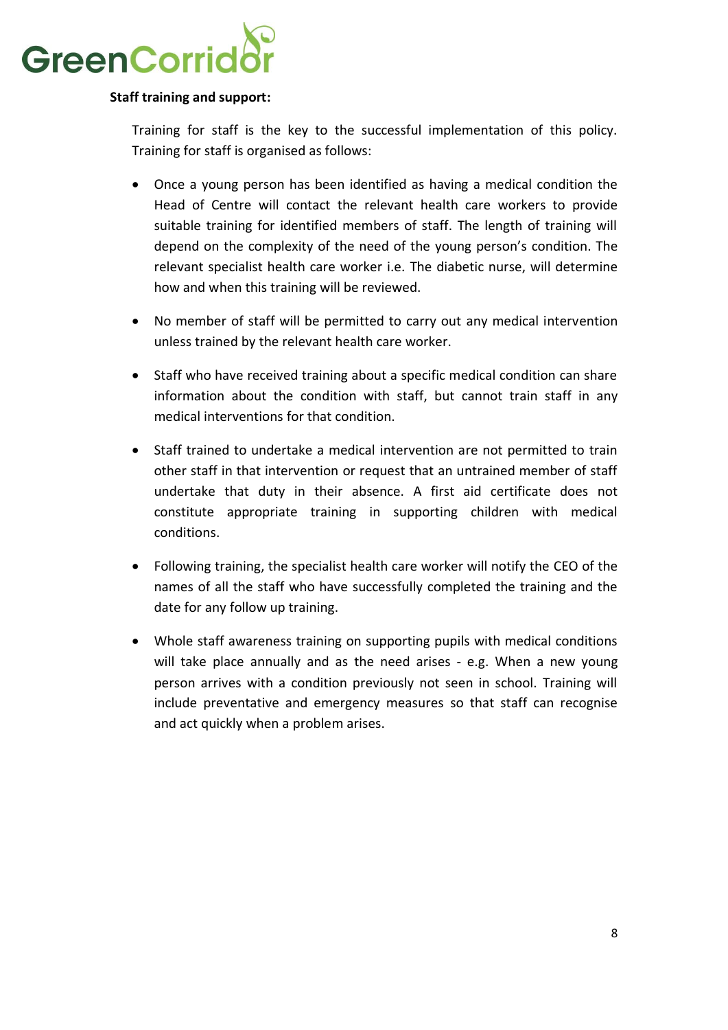**Staff training and support:**

Training for staff is the key to the successful implementation of this policy. Training for staff is organised as follows:

- Once a young person has been identified as having a medical condition the Head of Centre will contact the relevant health care workers to provide suitable training for identified members of staff. The length of training will depend on the complexity of the need of the young person's condition. The relevant specialist health care worker i.e. The diabetic nurse, will determine how and when this training will be reviewed.
- No member of staff will be permitted to carry out any medical intervention unless trained by the relevant health care worker.
- Staff who have received training about a specific medical condition can share information about the condition with staff, but cannot train staff in any medical interventions for that condition.
- Staff trained to undertake a medical intervention are not permitted to train other staff in that intervention or request that an untrained member of staff undertake that duty in their absence. A first aid certificate does not constitute appropriate training in supporting children with medical conditions.
- Following training, the specialist health care worker will notify the CEO of the names of all the staff who have successfully completed the training and the date for any follow up training.
- Whole staff awareness training on supporting pupils with medical conditions will take place annually and as the need arises - e.g. When a new young person arrives with a condition previously not seen in school. Training will include preventative and emergency measures so that staff can recognise and act quickly when a problem arises.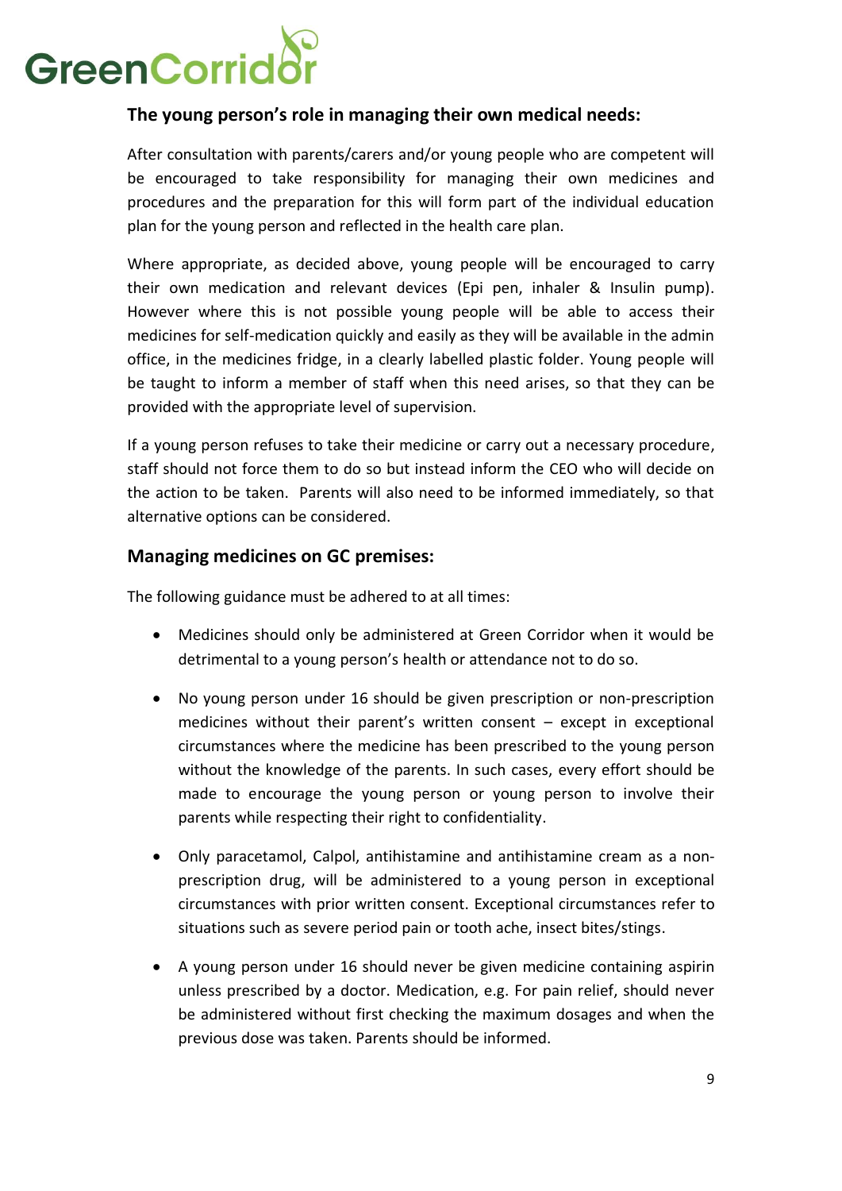## The young person's role in managing their own medical needs:

After consultation with parents/carers and/or young people who are competent will be encouraged to take responsibility for managing their own medicines and procedures and the preparation for this will form part of the individual education plan for the young person and reflected in the health care plan.

Where appropriate, as decided above, young people will be encouraged to carry their own medication and relevant devices (Epi pen, inhaler & Insulin pump). However where this is not possible young people will be able to access their medicines for self-medication quickly and easily as they will be available in the admin office, in the medicines fridge, in a clearly labelled plastic folder. Young people will be taught to inform a member of staff when this need arises, so that they can be provided with the appropriate level of supervision.

If a young person refuses to take their medicine or carry out a necessary procedure, staff should not force them to do so but instead inform the CEO who will decide on the action to be taken. Parents will also need to be informed immediately, so that alternative options can be considered.

## Managing medicines on GC premises:

The following guidance must be adhered to at all times:

- Medicines should only be administered at Green Corridor when it would be detrimental to a young person's health or attendance not to do so.
- No young person under 16 should be given prescription or non-prescription medicines without their parent's written consent – except in exceptional circumstances where the medicine has been prescribed to the young person without the knowledge of the parents. In such cases, every effort should be made to encourage the young person or young person to involve their parents while respecting their right to confidentiality.
- Only paracetamol, Calpol, antihistamine and antihistamine cream as a non-prescription drug, will be administered to a young person in exceptional circumstances with prior written consent. Exceptional circumstances refer to situations such as severe period pain or tooth ache, insect bites/stings.
- A young person under 16 should never be given medicine containing aspirin unless prescribed by a doctor. Medication, e.g. For pain relief, should never be administered without first checking the maximum dosages and when the previous dose was taken. Parents should be informed.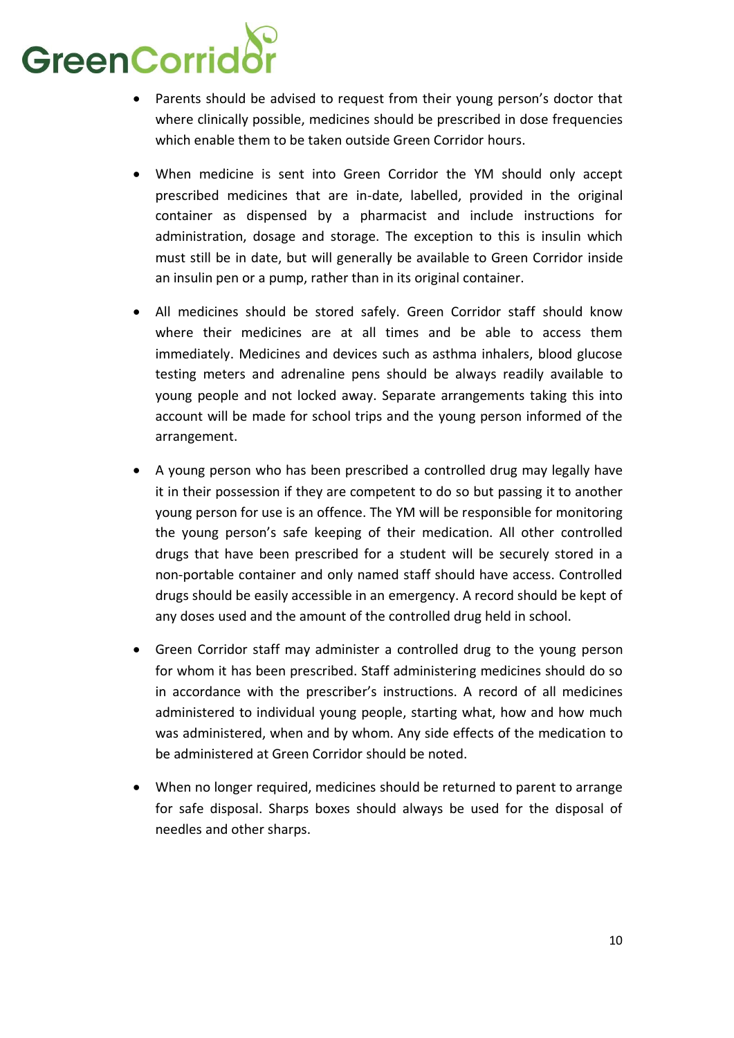- Parents should be advised to request from their young person's doctor that where clinically possible, medicines should be prescribed in dose frequencies which enable them to be taken outside Green Corridor hours.

- When medicine is sent into Green Corridor the YM should only accept prescribed medicines that are in-date, labelled, provided in the original container as dispensed by a pharmacist and include instructions for administration, dosage and storage. The exception to this is insulin which must still be in date, but will generally be available to Green Corridor inside an insulin pen or a pump, rather than in its original container.

- All medicines should be stored safely. Green Corridor staff should know where their medicines are at all times and be able to access them immediately. Medicines and devices such as asthma inhalers, blood glucose testing meters and adrenaline pens should be always readily available to young people and not locked away. Separate arrangements taking this into account will be made for school trips and the young person informed of the arrangement.

- A young person who has been prescribed a controlled drug may legally have it in their possession if they are competent to do so but passing it to another young person for use is an offence. The YM will be responsible for monitoring the young person's safe keeping of their medication. All other controlled drugs that have been prescribed for a student will be securely stored in a non-portable container and only named staff should have access. Controlled drugs should be easily accessible in an emergency. A record should be kept of any doses used and the amount of the controlled drug held in school.

- Green Corridor staff may administer a controlled drug to the young person for whom it has been prescribed. Staff administering medicines should do so in accordance with the prescriber's instructions. A record of all medicines administered to individual young people, starting what, how and how much was administered, when and by whom. Any side effects of the medication to be administered at Green Corridor should be noted.

- When no longer required, medicines should be returned to parent to arrange for safe disposal. Sharps boxes should always be used for the disposal of needles and other sharps.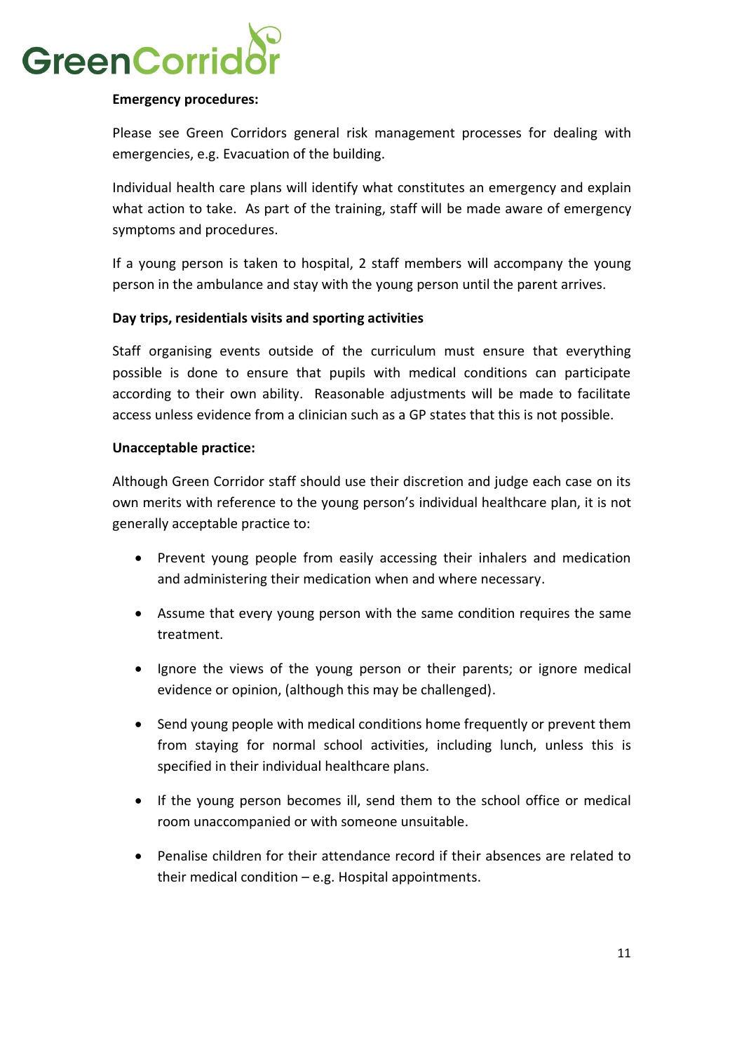**Emergency procedures:**

Please see Green Corridors general risk management processes for dealing with emergencies, e.g. Evacuation of the building.

Individual health care plans will identify what constitutes an emergency and explain what action to take. As part of the training, staff will be made aware of emergency symptoms and procedures.

If a young person is taken to hospital, 2 staff members will accompany the young person in the ambulance and stay with the young person until the parent arrives.

**Day trips, residentials visits and sporting activities**

Staff organising events outside of the curriculum must ensure that everything possible is done to ensure that pupils with medical conditions can participate according to their own ability. Reasonable adjustments will be made to facilitate access unless evidence from a clinician such as a GP states that this is not possible.

**Unacceptable practice:**

Although Green Corridor staff should use their discretion and judge each case on its own merits with reference to the young person's individual healthcare plan, it is not generally acceptable practice to:

- Prevent young people from easily accessing their inhalers and medication and administering their medication when and where necessary.
- Assume that every young person with the same condition requires the same treatment.
- Ignore the views of the young person or their parents; or ignore medical evidence or opinion, (although this may be challenged).
- Send young people with medical conditions home frequently or prevent them from staying for normal school activities, including lunch, unless this is specified in their individual healthcare plans.
- If the young person becomes ill, send them to the school office or medical room unaccompanied or with someone unsuitable.
- Penalise children for their attendance record if their absences are related to their medical condition – e.g. Hospital appointments.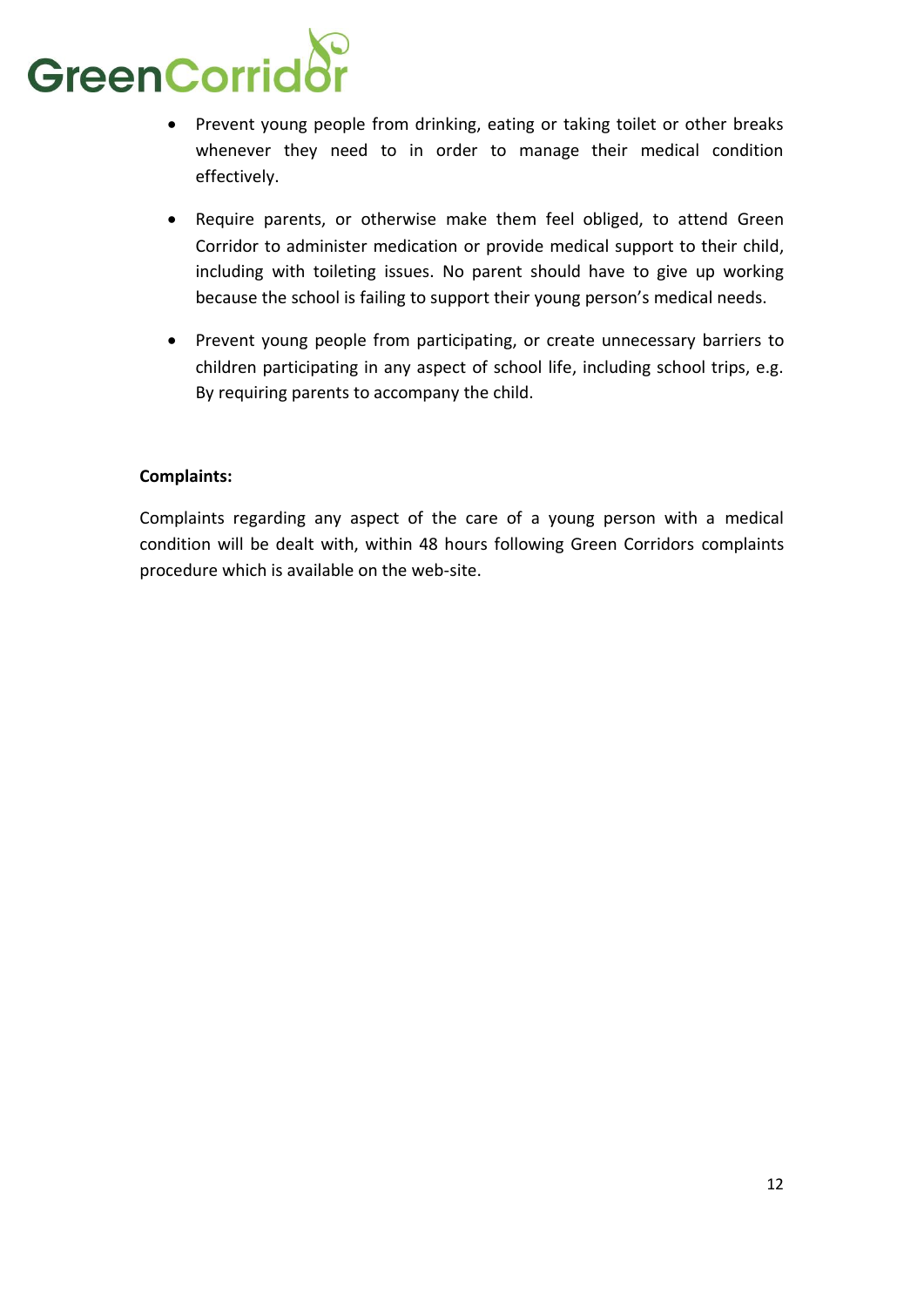- Prevent young people from drinking, eating or taking toilet or other breaks whenever they need to in order to manage their medical condition effectively.
- Require parents, or otherwise make them feel obliged, to attend Green Corridor to administer medication or provide medical support to their child, including with toileting issues. No parent should have to give up working because the school is failing to support their young person's medical needs.
- Prevent young people from participating, or create unnecessary barriers to children participating in any aspect of school life, including school trips, e.g. By requiring parents to accompany the child.

**Complaints:**

Complaints regarding any aspect of the care of a young person with a medical condition will be dealt with, within 48 hours following Green Corridors complaints procedure which is available on the web-site.